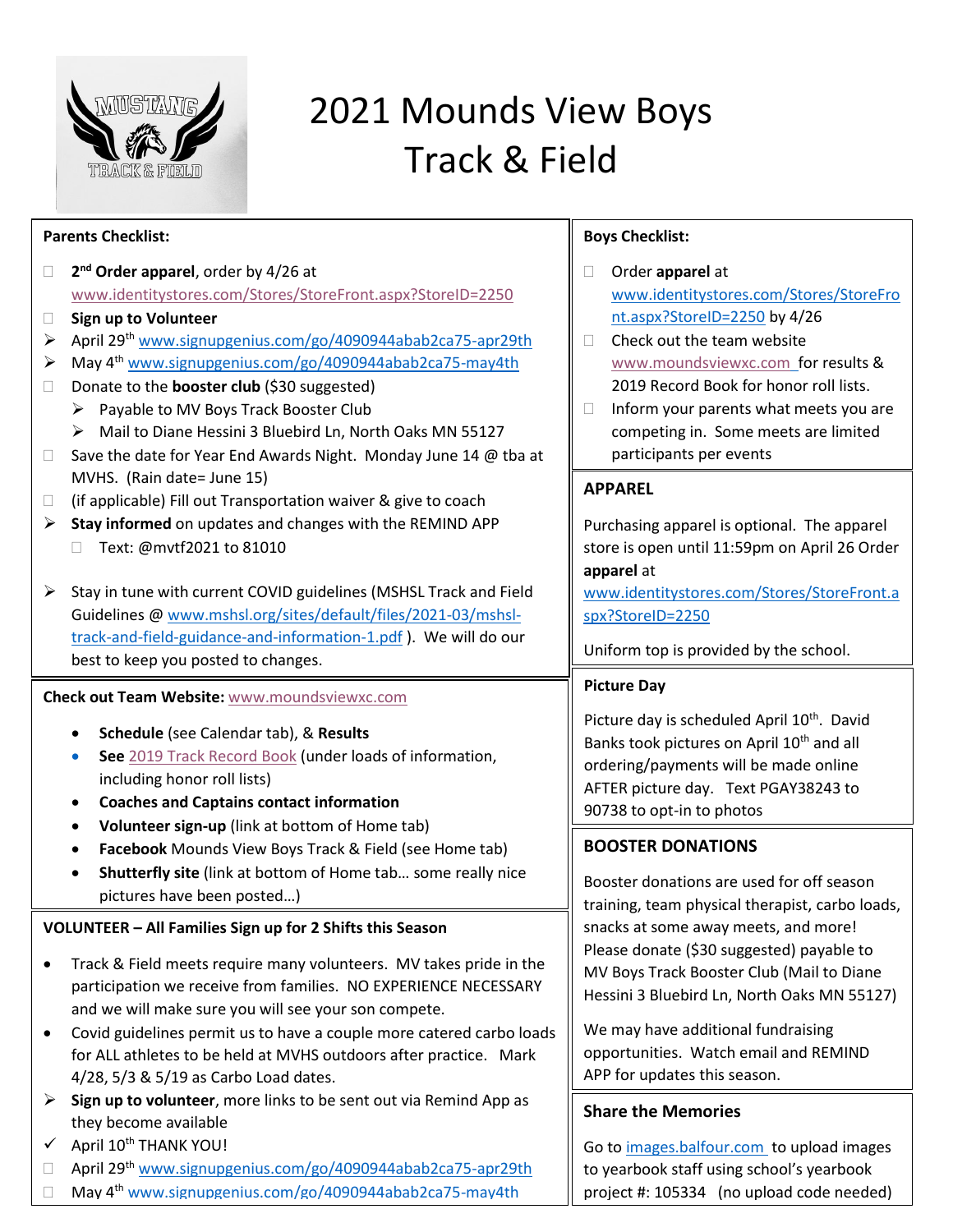# 2021 Mounds View Boys Track & Field

**Parents Checklist:**

- ☐ **2nd Order apparel**, order by 4/26 at www.identitystores.com/Stores/StoreFront.aspx?StoreID=2250
- ☐ **Sign up to Volunteer**
- ➢ April 29th www.signupgenius.com/go/4090944abab2ca75-apr29th
- ➢ May 4th www.signupgenius.com/go/4090944abab2ca75-may4th
- ☐ Donate to the **booster club** ($30 suggested)
  - ➢ Payable to MV Boys Track Booster Club
  - ➢ Mail to Diane Hessini 3 Bluebird Ln, North Oaks MN 55127
- ☐ Save the date for Year End Awards Night. Monday June 14 @ tba at MVHS. (Rain date= June 15)
- ☐ (if applicable) Fill out Transportation waiver & give to coach
- ➢ **Stay informed** on updates and changes with the REMIND APP
  - ☐ Text: @mvtf2021 to 81010
- ➢ Stay in tune with current COVID guidelines (MSHSL Track and Field Guidelines @ www.mshsl.org/sites/default/files/2021-03/mshsl-track-and-field-guidance-and-information-1.pdf ). We will do our best to keep you posted to changes.

**Check out Team Website:** www.moundsviewxc.com

- **Schedule** (see Calendar tab), & **Results**
- **See** 2019 Track Record Book (under loads of information, including honor roll lists)
- **Coaches and Captains contact information**
- **Volunteer sign-up** (link at bottom of Home tab)
- **Facebook** Mounds View Boys Track & Field (see Home tab)
- **Shutterfly site** (link at bottom of Home tab… some really nice pictures have been posted…)

**VOLUNTEER – All Families Sign up for 2 Shifts this Season**

- Track & Field meets require many volunteers. MV takes pride in the participation we receive from families. NO EXPERIENCE NECESSARY and we will make sure you will see your son compete.
- Covid guidelines permit us to have a couple more catered carbo loads for ALL athletes to be held at MVHS outdoors after practice. Mark 4/28, 5/3 & 5/19 as Carbo Load dates.
- ➢ **Sign up to volunteer**, more links to be sent out via Remind App as they become available
- ✓ April 10th THANK YOU!
- ☐ April 29th www.signupgenius.com/go/4090944abab2ca75-apr29th
- ☐ May 4th www.signupgenius.com/go/4090944abab2ca75-may4th

**Boys Checklist:**

- ☐ Order **apparel** at www.identitystores.com/Stores/StoreFront.aspx?StoreID=2250 by 4/26
- ☐ Check out the team website www.moundsviewxc.com for results & 2019 Record Book for honor roll lists.
- ☐ Inform your parents what meets you are competing in. Some meets are limited participants per events

## APPAREL

Purchasing apparel is optional. The apparel store is open until 11:59pm on April 26 Order **apparel** at www.identitystores.com/Stores/StoreFront.aspx?StoreID=2250

Uniform top is provided by the school.

**Picture Day**

Picture day is scheduled April 10th. David Banks took pictures on April 10th and all ordering/payments will be made online AFTER picture day. Text PGAY38243 to 90738 to opt-in to photos

## BOOSTER DONATIONS

Booster donations are used for off season training, team physical therapist, carbo loads, snacks at some away meets, and more! Please donate ($30 suggested) payable to MV Boys Track Booster Club (Mail to Diane Hessini 3 Bluebird Ln, North Oaks MN 55127)

We may have additional fundraising opportunities. Watch email and REMIND APP for updates this season.

## Share the Memories

Go to images.balfour.com to upload images to yearbook staff using school's yearbook project #: 105334 (no upload code needed)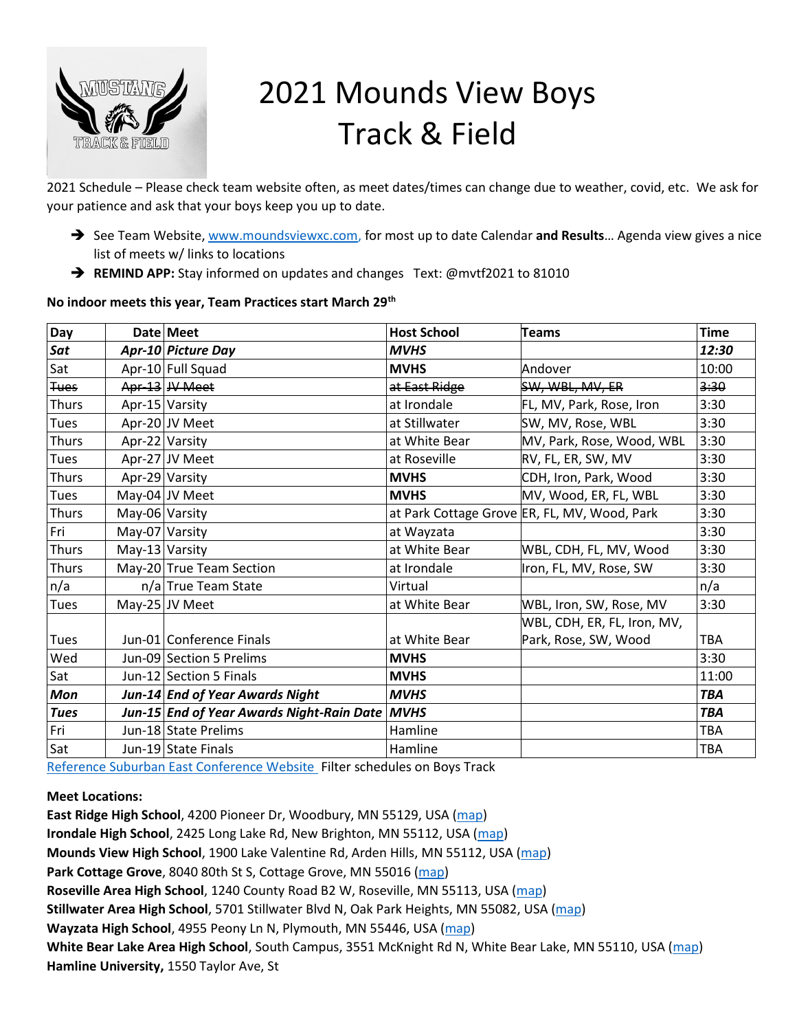# 2021 Mounds View Boys Track & Field

2021 Schedule – Please check team website often, as meet dates/times can change due to weather, covid, etc. We ask for your patience and ask that your boys keep you up to date.

- ➔ See Team Website, www.moundsviewxc.com, for most up to date Calendar **and Results**… Agenda view gives a nice list of meets w/ links to locations
- ➔ **REMIND APP:** Stay informed on updates and changes Text: @mvtf2021 to 81010

**No indoor meets this year, Team Practices start March 29th**

| Day | Date | Meet | Host School | Teams | Time |
|---|---|---|---|---|---|
| ***Sat*** | ***Apr-10*** | ***Picture Day*** | ***MVHS*** | | ***12:30*** |
| Sat | Apr-10 | Full Squad | **MVHS** | Andover | 10:00 |
| ~~Tues~~ | ~~Apr-13~~ | ~~JV Meet~~ | ~~at East Ridge~~ | ~~SW, WBL, MV, ER~~ | ~~3:30~~ |
| Thurs | Apr-15 | Varsity | at Irondale | FL, MV, Park, Rose, Iron | 3:30 |
| Tues | Apr-20 | JV Meet | at Stillwater | SW, MV, Rose, WBL | 3:30 |
| Thurs | Apr-22 | Varsity | at White Bear | MV, Park, Rose, Wood, WBL | 3:30 |
| Tues | Apr-27 | JV Meet | at Roseville | RV, FL, ER, SW, MV | 3:30 |
| Thurs | Apr-29 | Varsity | **MVHS** | CDH, Iron, Park, Wood | 3:30 |
| Tues | May-04 | JV Meet | **MVHS** | MV, Wood, ER, FL, WBL | 3:30 |
| Thurs | May-06 | Varsity | at Park Cottage Grove | ER, FL, MV, Wood, Park | 3:30 |
| Fri | May-07 | Varsity | at Wayzata | | 3:30 |
| Thurs | May-13 | Varsity | at White Bear | WBL, CDH, FL, MV, Wood | 3:30 |
| Thurs | May-20 | True Team Section | at Irondale | Iron, FL, MV, Rose, SW | 3:30 |
| n/a | n/a | True Team State | Virtual | | n/a |
| Tues | May-25 | JV Meet | at White Bear | WBL, Iron, SW, Rose, MV | 3:30 |
| Tues | Jun-01 | Conference Finals | at White Bear | WBL, CDH, ER, FL, Iron, MV, Park, Rose, SW, Wood | TBA |
| Wed | Jun-09 | Section 5 Prelims | **MVHS** | | 3:30 |
| Sat | Jun-12 | Section 5 Finals | **MVHS** | | 11:00 |
| ***Mon*** | ***Jun-14*** | ***End of Year Awards Night*** | ***MVHS*** | | ***TBA*** |
| ***Tues*** | ***Jun-15*** | ***End of Year Awards Night-Rain Date*** | ***MVHS*** | | ***TBA*** |
| Fri | Jun-18 | State Prelims | Hamline | | TBA |
| Sat | Jun-19 | State Finals | Hamline | | TBA |

Reference Suburban East Conference Website Filter schedules on Boys Track

**Meet Locations:**

**East Ridge High School**, 4200 Pioneer Dr, Woodbury, MN 55129, USA (map)
**Irondale High School**, 2425 Long Lake Rd, New Brighton, MN 55112, USA (map)
**Mounds View High School**, 1900 Lake Valentine Rd, Arden Hills, MN 55112, USA (map)
**Park Cottage Grove**, 8040 80th St S, Cottage Grove, MN 55016 (map)
**Roseville Area High School**, 1240 County Road B2 W, Roseville, MN 55113, USA (map)
**Stillwater Area High School**, 5701 Stillwater Blvd N, Oak Park Heights, MN 55082, USA (map)
**Wayzata High School**, 4955 Peony Ln N, Plymouth, MN 55446, USA (map)
**White Bear Lake Area High School**, South Campus, 3551 McKnight Rd N, White Bear Lake, MN 55110, USA (map)
**Hamline University,** 1550 Taylor Ave, St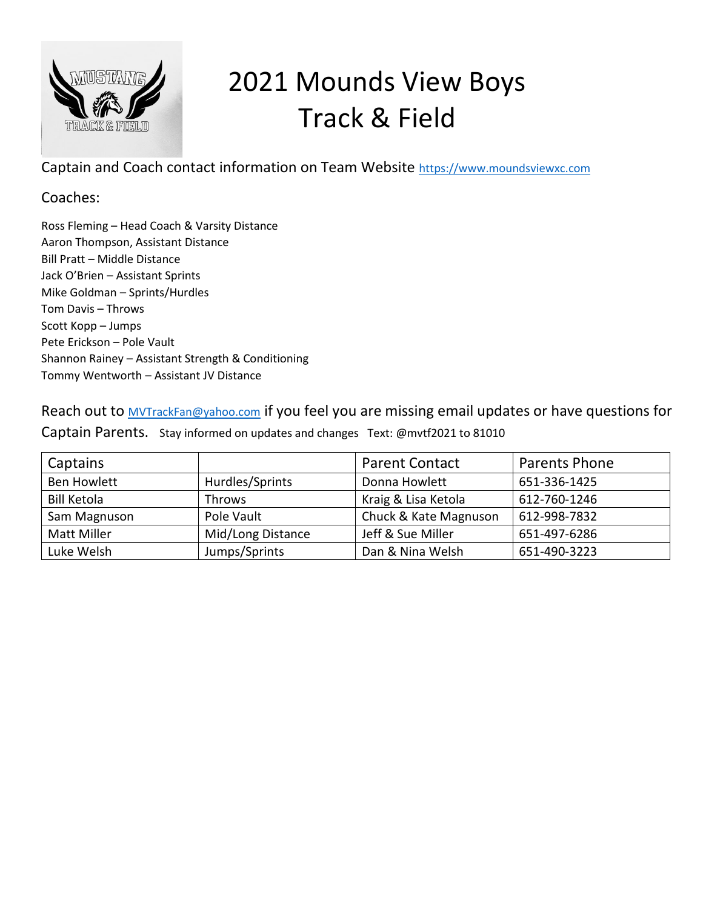# 2021 Mounds View Boys Track & Field

Captain and Coach contact information on Team Website https://www.moundsviewxc.com

Coaches:

Ross Fleming – Head Coach & Varsity Distance
Aaron Thompson, Assistant Distance
Bill Pratt – Middle Distance
Jack O'Brien – Assistant Sprints
Mike Goldman – Sprints/Hurdles
Tom Davis – Throws
Scott Kopp – Jumps
Pete Erickson – Pole Vault
Shannon Rainey – Assistant Strength & Conditioning
Tommy Wentworth – Assistant JV Distance

Reach out to MVTrackFan@yahoo.com if you feel you are missing email updates or have questions for Captain Parents. Stay informed on updates and changes Text: @mvtf2021 to 81010

| Captains | | Parent Contact | Parents Phone |
| --- | --- | --- | --- |
| Ben Howlett | Hurdles/Sprints | Donna Howlett | 651-336-1425 |
| Bill Ketola | Throws | Kraig & Lisa Ketola | 612-760-1246 |
| Sam Magnuson | Pole Vault | Chuck & Kate Magnuson | 612-998-7832 |
| Matt Miller | Mid/Long Distance | Jeff & Sue Miller | 651-497-6286 |
| Luke Welsh | Jumps/Sprints | Dan & Nina Welsh | 651-490-3223 |